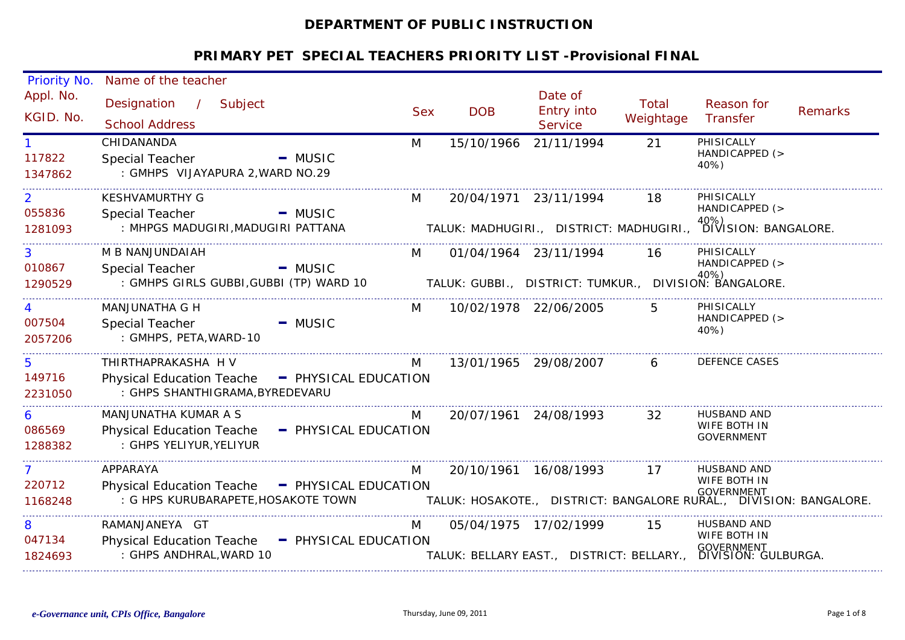# DEPARTMENT OF PUBLIC INSTRUCTION

## PRIMARY PET SPECIAL TEACHERS PRIORITY LIST -Provisional FINAL

| Priority No. / Appl. No. / KGID. No. | Name of the teacher / Designation / Subject / School Address | Sex | DOB | Date of Entry into Service | Total Weightage | Reason for Transfer | Remarks |
|---|---|---|---|---|---|---|---|
| 1<br>117822<br>1347862 | CHIDANANDA<br>Special Teacher - MUSIC<br>: GMHPS VIJAYAPURA 2,WARD NO.29 | M | 15/10/1966 | 21/11/1994 | 21 | PHISICALLY HANDICAPPED (> 40%) | |
| 2<br>055836<br>1281093 | KESHVAMURTHY G<br>Special Teacher - MUSIC<br>: MHPGS MADUGIRI,MADUGIRI PATTANA<br>TALUK: MADHUGIRI., DISTRICT: MADHUGIRI., DIVISION: BANGALORE. | M | 20/04/1971 | 23/11/1994 | 18 | PHISICALLY HANDICAPPED (> 40%) | |
| 3<br>010867<br>1290529 | M B NANJUNDAIAH<br>Special Teacher - MUSIC<br>: GMHPS GIRLS GUBBI,GUBBI (TP) WARD 10<br>TALUK: GUBBI., DISTRICT: TUMKUR., DIVISION: BANGALORE. | M | 01/04/1964 | 23/11/1994 | 16 | PHISICALLY HANDICAPPED (> 40%) | |
| 4<br>007504<br>2057206 | MANJUNATHA G H<br>Special Teacher - MUSIC<br>: GMHPS, PETA,WARD-10 | M | 10/02/1978 | 22/06/2005 | 5 | PHISICALLY HANDICAPPED (> 40%) | |
| 5<br>149716<br>2231050 | THIRTHAPRAKASHA H V<br>Physical Education Teache - PHYSICAL EDUCATION<br>: GHPS SHANTHIGRAMA,BYREDEVARU | M | 13/01/1965 | 29/08/2007 | 6 | DEFENCE CASES | |
| 6<br>086569<br>1288382 | MANJUNATHA KUMAR A S<br>Physical Education Teache - PHYSICAL EDUCATION<br>: GHPS YELIYUR,YELIYUR | M | 20/07/1961 | 24/08/1993 | 32 | HUSBAND AND WIFE BOTH IN GOVERNMENT | |
| 7<br>220712<br>1168248 | APPARAYA<br>Physical Education Teache - PHYSICAL EDUCATION<br>: G HPS KURUBARAPETE,HOSAKOTE TOWN<br>TALUK: HOSAKOTE., DISTRICT: BANGALORE RURAL., DIVISION: BANGALORE. | M | 20/10/1961 | 16/08/1993 | 17 | HUSBAND AND WIFE BOTH IN GOVERNMENT | |
| 8<br>047134<br>1824693 | RAMANJANEYA GT<br>Physical Education Teache - PHYSICAL EDUCATION<br>: GHPS ANDHRAL,WARD 10<br>TALUK: BELLARY EAST., DISTRICT: BELLARY., DIVISION: GULBURGA. | M | 05/04/1975 | 17/02/1999 | 15 | HUSBAND AND WIFE BOTH IN GOVERNMENT | |

*e-Governance unit, CPIs Office, Bangalore* Thursday, June 09, 2011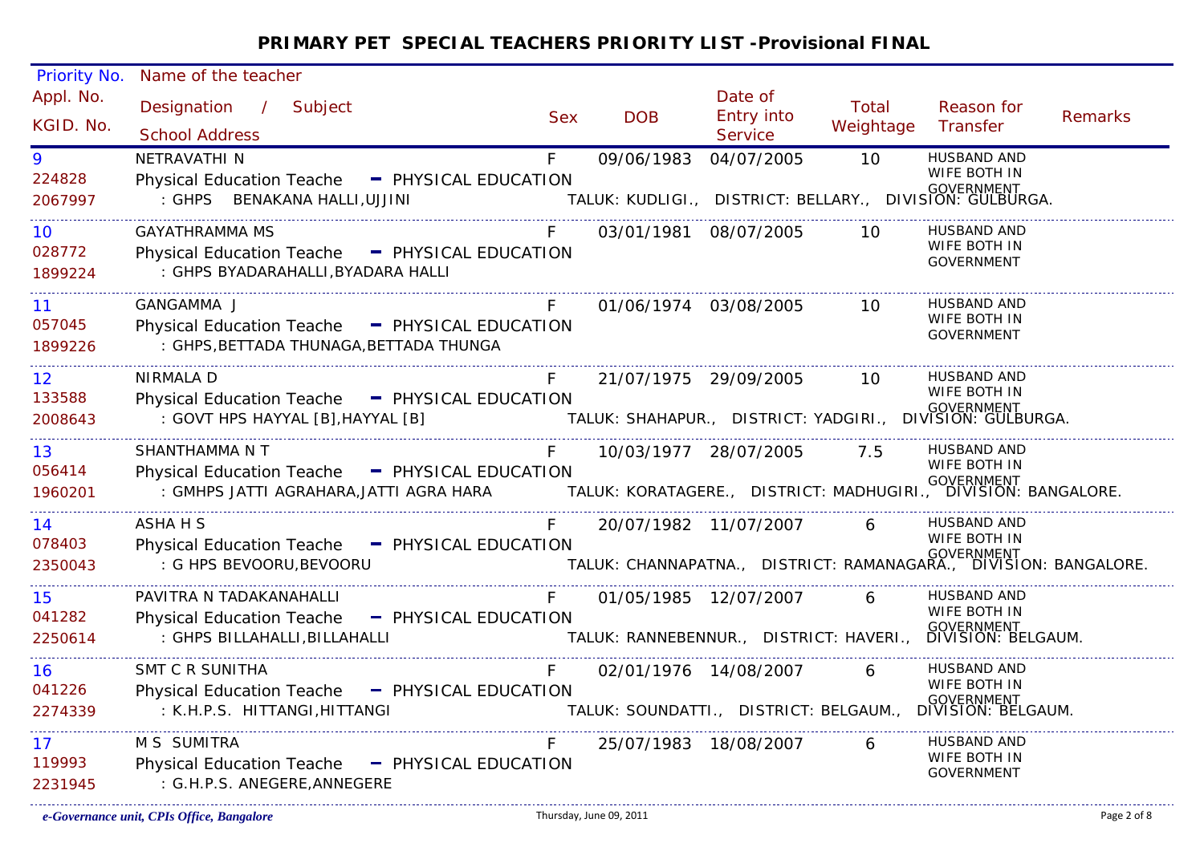# PRIMARY PET SPECIAL TEACHERS PRIORITY LIST -Provisional FINAL

| Priority No. / Appl. No. / KGID. No. | Name of the teacher / Designation / Subject / School Address | Sex | DOB | Date of Entry into Service | Total Weightage | Reason for Transfer | Remarks |
|---|---|---|---|---|---|---|---|
| 9 / 224828 / 2067997 | NETRAVATHI N / Physical Education Teache - PHYSICAL EDUCATION / : GHPS BENAKANA HALLI,UJJINI TALUK: KUDLIGI., DISTRICT: BELLARY., DIVISION: GULBURGA. | F | 09/06/1983 | 04/07/2005 | 10 | HUSBAND AND WIFE BOTH IN GOVERNMENT | |
| 10 / 028772 / 1899224 | GAYATHRAMMA MS / Physical Education Teache - PHYSICAL EDUCATION / : GHPS BYADARAHALLI,BYADARA HALLI | F | 03/01/1981 | 08/07/2005 | 10 | HUSBAND AND WIFE BOTH IN GOVERNMENT | |
| 11 / 057045 / 1899226 | GANGAMMA J / Physical Education Teache - PHYSICAL EDUCATION / : GHPS,BETTADA THUNAGA,BETTADA THUNGA | F | 01/06/1974 | 03/08/2005 | 10 | HUSBAND AND WIFE BOTH IN GOVERNMENT | |
| 12 / 133588 / 2008643 | NIRMALA D / Physical Education Teache - PHYSICAL EDUCATION / : GOVT HPS HAYYAL [B],HAYYAL [B] TALUK: SHAHAPUR., DISTRICT: YADGIRI., DIVISION: GULBURGA. | F | 21/07/1975 | 29/09/2005 | 10 | HUSBAND AND WIFE BOTH IN GOVERNMENT | |
| 13 / 056414 / 1960201 | SHANTHAMMA N T / Physical Education Teache - PHYSICAL EDUCATION / : GMHPS JATTI AGRAHARA,JATTI AGRA HARA TALUK: KORATAGERE., DISTRICT: MADHUGIRI., DIVISION: BANGALORE. | F | 10/03/1977 | 28/07/2005 | 7.5 | HUSBAND AND WIFE BOTH IN GOVERNMENT | |
| 14 / 078403 / 2350043 | ASHA H S / Physical Education Teache - PHYSICAL EDUCATION / : G HPS BEVOORU,BEVOORU TALUK: CHANNAPATNA., DISTRICT: RAMANAGARA., DIVISION: BANGALORE. | F | 20/07/1982 | 11/07/2007 | 6 | HUSBAND AND WIFE BOTH IN GOVERNMENT | |
| 15 / 041282 / 2250614 | PAVITRA N TADAKANAHALLI / Physical Education Teache - PHYSICAL EDUCATION / : GHPS BILLAHALLI,BILLAHALLI TALUK: RANNEBENNUR., DISTRICT: HAVERI., DIVISION: BELGAUM. | F | 01/05/1985 | 12/07/2007 | 6 | HUSBAND AND WIFE BOTH IN GOVERNMENT | |
| 16 / 041226 / 2274339 | SMT C R SUNITHA / Physical Education Teache - PHYSICAL EDUCATION / : K.H.P.S. HITTANGI,HITTANGI TALUK: SOUNDATTI., DISTRICT: BELGAUM., DIVISION: BELGAUM. | F | 02/01/1976 | 14/08/2007 | 6 | HUSBAND AND WIFE BOTH IN GOVERNMENT | |
| 17 / 119993 / 2231945 | M S SUMITRA / Physical Education Teache - PHYSICAL EDUCATION / : G.H.P.S. ANEGERE,ANNEGERE | F | 25/07/1983 | 18/08/2007 | 6 | HUSBAND AND WIFE BOTH IN GOVERNMENT | |

*e-Governance unit, CPIs Office, Bangalore* Thursday, June 09, 2011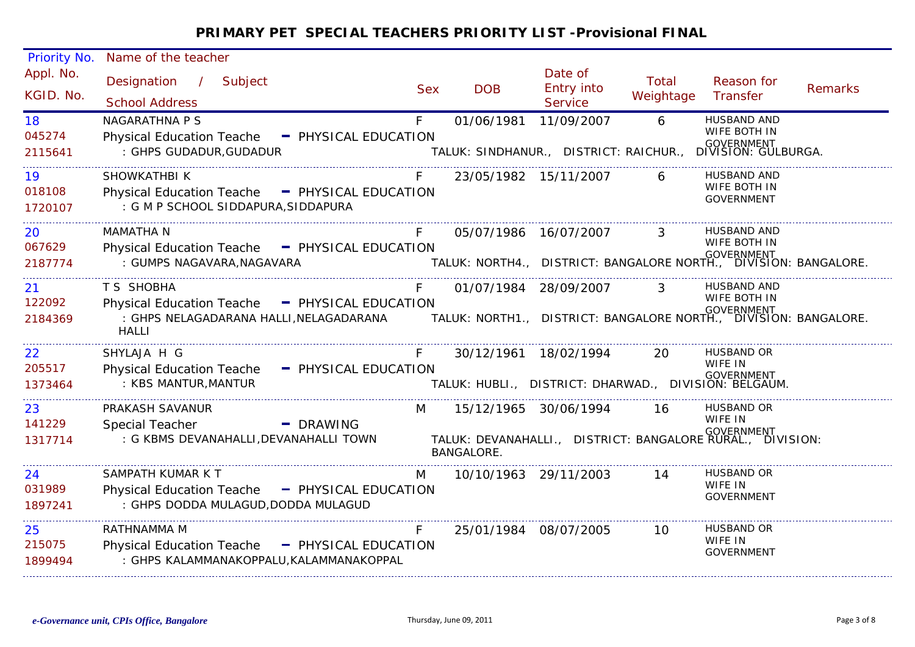# PRIMARY PET SPECIAL TEACHERS PRIORITY LIST -Provisional FINAL

| Priority No. / Appl. No. / KGID. No. | Name of the teacher / Designation / Subject / School Address | Sex | DOB | Date of Entry into Service | Total Weightage | Reason for Transfer | Remarks |
|---|---|---|---|---|---|---|---|
| 18 / 045274 / 2115641 | NAGARATHNA P S / Physical Education Teache - PHYSICAL EDUCATION / : GHPS GUDADUR,GUDADUR / TALUK: SINDHANUR., DISTRICT: RAICHUR., DIVISION: GULBURGA. | F | 01/06/1981 | 11/09/2007 | 6 | HUSBAND AND WIFE BOTH IN GOVERNMENT | |
| 19 / 018108 / 1720107 | SHOWKATHBI K / Physical Education Teache - PHYSICAL EDUCATION / : G M P SCHOOL SIDDAPURA,SIDDAPURA | F | 23/05/1982 | 15/11/2007 | 6 | HUSBAND AND WIFE BOTH IN GOVERNMENT | |
| 20 / 067629 / 2187774 | MAMATHA N / Physical Education Teache - PHYSICAL EDUCATION / : GUMPS NAGAVARA,NAGAVARA / TALUK: NORTH4., DISTRICT: BANGALORE NORTH., DIVISION: BANGALORE. | F | 05/07/1986 | 16/07/2007 | 3 | HUSBAND AND WIFE BOTH IN GOVERNMENT | |
| 21 / 122092 / 2184369 | T S SHOBHA / Physical Education Teache - PHYSICAL EDUCATION / : GHPS NELAGADARANA HALLI,NELAGADARANA HALLI / TALUK: NORTH1., DISTRICT: BANGALORE NORTH., DIVISION: BANGALORE. | F | 01/07/1984 | 28/09/2007 | 3 | HUSBAND AND WIFE BOTH IN GOVERNMENT | |
| 22 / 205517 / 1373464 | SHYLAJA H G / Physical Education Teache - PHYSICAL EDUCATION / : KBS MANTUR,MANTUR / TALUK: HUBLI., DISTRICT: DHARWAD., DIVISION: BELGAUM. | F | 30/12/1961 | 18/02/1994 | 20 | HUSBAND OR WIFE IN GOVERNMENT | |
| 23 / 141229 / 1317714 | PRAKASH SAVANUR / Special Teacher - DRAWING / : G KBMS DEVANAHALLI,DEVANAHALLI TOWN / TALUK: DEVANAHALLI., DISTRICT: BANGALORE RURAL., DIVISION: BANGALORE. | M | 15/12/1965 | 30/06/1994 | 16 | HUSBAND OR WIFE IN GOVERNMENT | |
| 24 / 031989 / 1897241 | SAMPATH KUMAR K T / Physical Education Teache - PHYSICAL EDUCATION / : GHPS DODDA MULAGUD,DODDA MULAGUD | M | 10/10/1963 | 29/11/2003 | 14 | HUSBAND OR WIFE IN GOVERNMENT | |
| 25 / 215075 / 1899494 | RATHNAMMA M / Physical Education Teache - PHYSICAL EDUCATION / : GHPS KALAMMANAKOPPALU,KALAMMANAKOPPAL | F | 25/01/1984 | 08/07/2005 | 10 | HUSBAND OR WIFE IN GOVERNMENT | |

*e-Governance unit, CPIs Office, Bangalore* — Thursday, June 09, 2011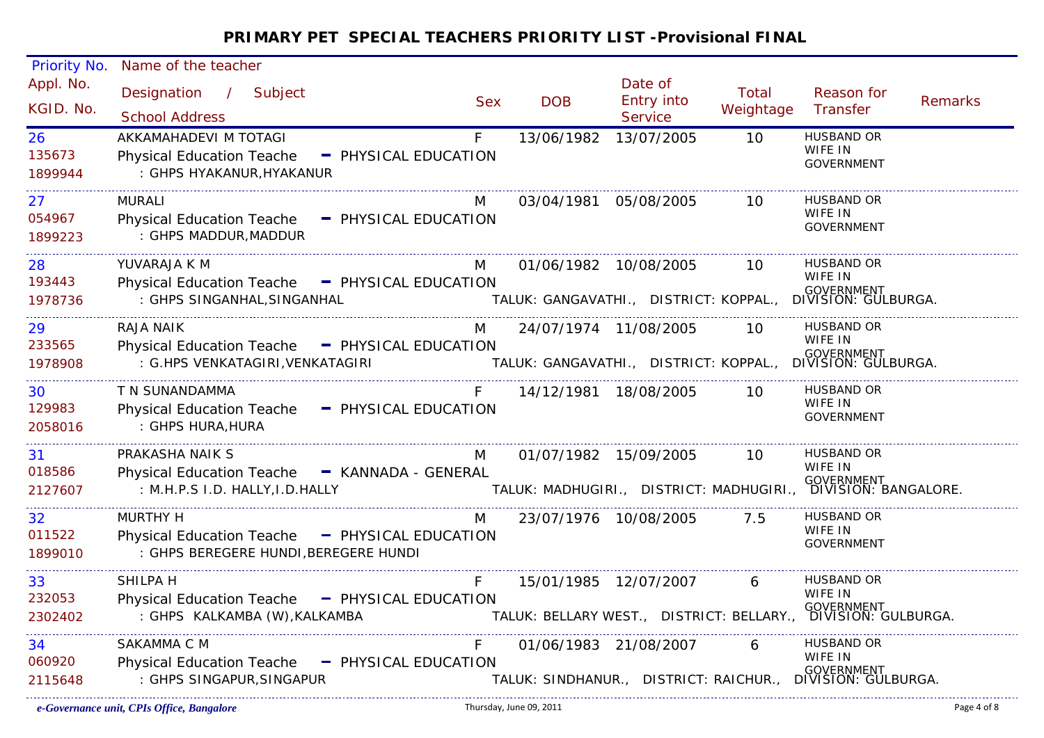# PRIMARY PET SPECIAL TEACHERS PRIORITY LIST -Provisional FINAL

| Priority No. / Appl. No. / KGID. No. | Name of the teacher / Designation / Subject / School Address | Sex | DOB | Date of Entry into Service | Total Weightage | Reason for Transfer | Remarks |
|---|---|---|---|---|---|---|---|
| 26 / 135673 / 1899944 | AKKAMAHADEVI M TOTAGI / Physical Education Teache - PHYSICAL EDUCATION / : GHPS HYAKANUR,HYAKANUR | F | 13/06/1982 | 13/07/2005 | 10 | HUSBAND OR WIFE IN GOVERNMENT | |
| 27 / 054967 / 1899223 | MURALI / Physical Education Teache - PHYSICAL EDUCATION / : GHPS MADDUR,MADDUR | M | 03/04/1981 | 05/08/2005 | 10 | HUSBAND OR WIFE IN GOVERNMENT | |
| 28 / 193443 / 1978736 | YUVARAJA K M / Physical Education Teache - PHYSICAL EDUCATION / : GHPS SINGANHAL,SINGANHAL / TALUK: GANGAVATHI., DISTRICT: KOPPAL., DIVISION: GULBURGA. | M | 01/06/1982 | 10/08/2005 | 10 | HUSBAND OR WIFE IN GOVERNMENT | |
| 29 / 233565 / 1978908 | RAJA NAIK / Physical Education Teache - PHYSICAL EDUCATION / : G.HPS VENKATAGIRI,VENKATAGIRI / TALUK: GANGAVATHI., DISTRICT: KOPPAL., DIVISION: GULBURGA. | M | 24/07/1974 | 11/08/2005 | 10 | HUSBAND OR WIFE IN GOVERNMENT | |
| 30 / 129983 / 2058016 | T N SUNANDAMMA / Physical Education Teache - PHYSICAL EDUCATION / : GHPS HURA,HURA | F | 14/12/1981 | 18/08/2005 | 10 | HUSBAND OR WIFE IN GOVERNMENT | |
| 31 / 018586 / 2127607 | PRAKASHA NAIK S / Physical Education Teache - KANNADA - GENERAL / : M.H.P.S I.D. HALLY,I.D.HALLY / TALUK: MADHUGIRI., DISTRICT: MADHUGIRI., DIVISION: BANGALORE. | M | 01/07/1982 | 15/09/2005 | 10 | HUSBAND OR WIFE IN GOVERNMENT | |
| 32 / 011522 / 1899010 | MURTHY H / Physical Education Teache - PHYSICAL EDUCATION / : GHPS BEREGERE HUNDI,BEREGERE HUNDI | M | 23/07/1976 | 10/08/2005 | 7.5 | HUSBAND OR WIFE IN GOVERNMENT | |
| 33 / 232053 / 2302402 | SHILPA H / Physical Education Teache - PHYSICAL EDUCATION / : GHPS KALKAMBA (W),KALKAMBA / TALUK: BELLARY WEST., DISTRICT: BELLARY., DIVISION: GULBURGA. | F | 15/01/1985 | 12/07/2007 | 6 | HUSBAND OR WIFE IN GOVERNMENT | |
| 34 / 060920 / 2115648 | SAKAMMA C M / Physical Education Teache - PHYSICAL EDUCATION / : GHPS SINGAPUR,SINGAPUR / TALUK: SINDHANUR., DISTRICT: RAICHUR., DIVISION: GULBURGA. | F | 01/06/1983 | 21/08/2007 | 6 | HUSBAND OR WIFE IN GOVERNMENT | |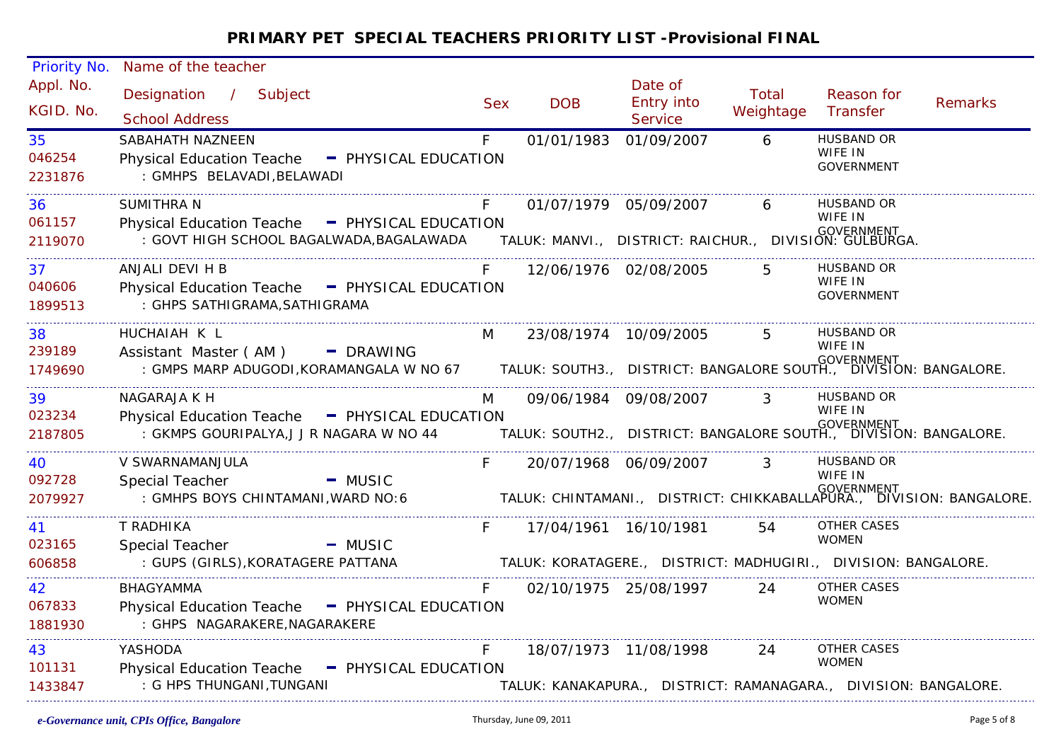# PRIMARY PET SPECIAL TEACHERS PRIORITY LIST -Provisional FINAL

| Priority No. / Appl. No. / KGID. No. | Name of the teacher / Designation / Subject / School Address | Sex | DOB | Date of Entry into Service | Total Weightage | Reason for Transfer | Remarks |
|---|---|---|---|---|---|---|---|
| 35<br>046254<br>2231876 | SABAHATH NAZNEEN<br>Physical Education Teache - PHYSICAL EDUCATION<br>: GMHPS BELAVADI,BELAWADI | F | 01/01/1983 | 01/09/2007 | 6 | HUSBAND OR WIFE IN GOVERNMENT | |
| 36<br>061157<br>2119070 | SUMITHRA N<br>Physical Education Teache - PHYSICAL EDUCATION<br>: GOVT HIGH SCHOOL BAGALWADA,BAGALAWADA TALUK: MANVI., DISTRICT: RAICHUR., DIVISION: GULBURGA. | F | 01/07/1979 | 05/09/2007 | 6 | HUSBAND OR WIFE IN GOVERNMENT | |
| 37<br>040606<br>1899513 | ANJALI DEVI H B<br>Physical Education Teache - PHYSICAL EDUCATION<br>: GHPS SATHIGRAMA,SATHIGRAMA | F | 12/06/1976 | 02/08/2005 | 5 | HUSBAND OR WIFE IN GOVERNMENT | |
| 38<br>239189<br>1749690 | HUCHAIAH K L<br>Assistant Master ( AM ) - DRAWING<br>: GMPS MARP ADUGODI,KORAMANGALA W NO 67 TALUK: SOUTH3., DISTRICT: BANGALORE SOUTH., DIVISION: BANGALORE. | M | 23/08/1974 | 10/09/2005 | 5 | HUSBAND OR WIFE IN GOVERNMENT | |
| 39<br>023234<br>2187805 | NAGARAJA K H<br>Physical Education Teache - PHYSICAL EDUCATION<br>: GKMPS GOURIPALYA,J J R NAGARA W NO 44 TALUK: SOUTH2., DISTRICT: BANGALORE SOUTH., DIVISION: BANGALORE. | M | 09/06/1984 | 09/08/2007 | 3 | HUSBAND OR WIFE IN GOVERNMENT | |
| 40<br>092728<br>2079927 | V SWARNAMANJULA<br>Special Teacher - MUSIC<br>: GMHPS BOYS CHINTAMANI,WARD NO:6 TALUK: CHINTAMANI., DISTRICT: CHIKKABALLAPURA., DIVISION: BANGALORE. | F | 20/07/1968 | 06/09/2007 | 3 | HUSBAND OR WIFE IN GOVERNMENT | |
| 41<br>023165<br>606858 | T RADHIKA<br>Special Teacher - MUSIC<br>: GUPS (GIRLS),KORATAGERE PATTANA TALUK: KORATAGERE., DISTRICT: MADHUGIRI., DIVISION: BANGALORE. | F | 17/04/1961 | 16/10/1981 | 54 | OTHER CASES WOMEN | |
| 42<br>067833<br>1881930 | BHAGYAMMA<br>Physical Education Teache - PHYSICAL EDUCATION<br>: GHPS NAGARAKERE,NAGARAKERE | F | 02/10/1975 | 25/08/1997 | 24 | OTHER CASES WOMEN | |
| 43<br>101131<br>1433847 | YASHODA<br>Physical Education Teache - PHYSICAL EDUCATION<br>: G HPS THUNGANI,TUNGANI TALUK: KANAKAPURA., DISTRICT: RAMANAGARA., DIVISION: BANGALORE. | F | 18/07/1973 | 11/08/1998 | 24 | OTHER CASES WOMEN | |

*e-Governance unit, CPIs Office, Bangalore*

Thursday, June 09, 2011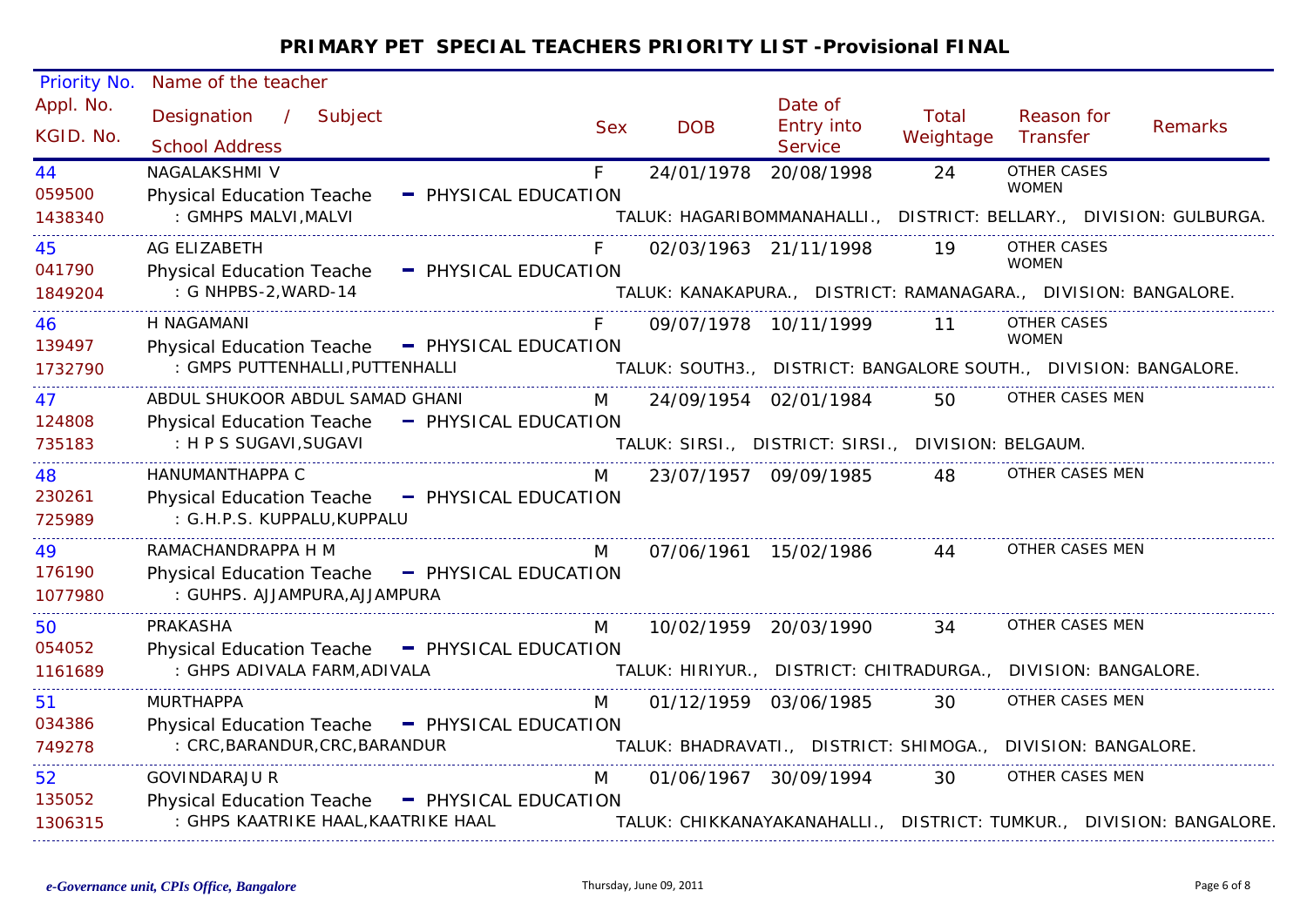# PRIMARY PET SPECIAL TEACHERS PRIORITY LIST -Provisional FINAL

| Priority No. / Appl. No. / KGID. No. | Name of the teacher / Designation / Subject / School Address | Sex | DOB | Date of Entry into Service | Total Weightage | Reason for Transfer | Remarks |
|---|---|---|---|---|---|---|---|
| 44<br>059500<br>1438340 | NAGALAKSHMI V<br>Physical Education Teache - PHYSICAL EDUCATION<br>: GMHPS MALVI,MALVI<br>TALUK: HAGARIBOMMANAHALLI., DISTRICT: BELLARY., DIVISION: GULBURGA. | F | 24/01/1978 | 20/08/1998 | 24 | OTHER CASES WOMEN | |
| 45<br>041790<br>1849204 | AG ELIZABETH<br>Physical Education Teache - PHYSICAL EDUCATION<br>: G NHPBS-2,WARD-14<br>TALUK: KANAKAPURA., DISTRICT: RAMANAGARA., DIVISION: BANGALORE. | F | 02/03/1963 | 21/11/1998 | 19 | OTHER CASES WOMEN | |
| 46<br>139497<br>1732790 | H NAGAMANI<br>Physical Education Teache - PHYSICAL EDUCATION<br>: GMPS PUTTENHALLI,PUTTENHALLI<br>TALUK: SOUTH3., DISTRICT: BANGALORE SOUTH., DIVISION: BANGALORE. | F | 09/07/1978 | 10/11/1999 | 11 | OTHER CASES WOMEN | |
| 47<br>124808<br>735183 | ABDUL SHUKOOR ABDUL SAMAD GHANI<br>Physical Education Teache - PHYSICAL EDUCATION<br>: H P S SUGAVI,SUGAVI<br>TALUK: SIRSI., DISTRICT: SIRSI., DIVISION: BELGAUM. | M | 24/09/1954 | 02/01/1984 | 50 | OTHER CASES MEN | |
| 48<br>230261<br>725989 | HANUMANTHAPPA C<br>Physical Education Teache - PHYSICAL EDUCATION<br>: G.H.P.S. KUPPALU,KUPPALU | M | 23/07/1957 | 09/09/1985 | 48 | OTHER CASES MEN | |
| 49<br>176190<br>1077980 | RAMACHANDRAPPA H M<br>Physical Education Teache - PHYSICAL EDUCATION<br>: GUHPS. AJJAMPURA,AJJAMPURA | M | 07/06/1961 | 15/02/1986 | 44 | OTHER CASES MEN | |
| 50<br>054052<br>1161689 | PRAKASHA<br>Physical Education Teache - PHYSICAL EDUCATION<br>: GHPS ADIVALA FARM,ADIVALA<br>TALUK: HIRIYUR., DISTRICT: CHITRADURGA., DIVISION: BANGALORE. | M | 10/02/1959 | 20/03/1990 | 34 | OTHER CASES MEN | |
| 51<br>034386<br>749278 | MURTHAPPA<br>Physical Education Teache - PHYSICAL EDUCATION<br>: CRC,BARANDUR,CRC,BARANDUR<br>TALUK: BHADRAVATI., DISTRICT: SHIMOGA., DIVISION: BANGALORE. | M | 01/12/1959 | 03/06/1985 | 30 | OTHER CASES MEN | |
| 52<br>135052<br>1306315 | GOVINDARAJU R<br>Physical Education Teache - PHYSICAL EDUCATION<br>: GHPS KAATRIKE HAAL,KAATRIKE HAAL<br>TALUK: CHIKKANAYAKANAHALLI., DISTRICT: TUMKUR., DIVISION: BANGALORE. | M | 01/06/1967 | 30/09/1994 | 30 | OTHER CASES MEN | |

*e-Governance unit, CPIs Office, Bangalore* Thursday, June 09, 2011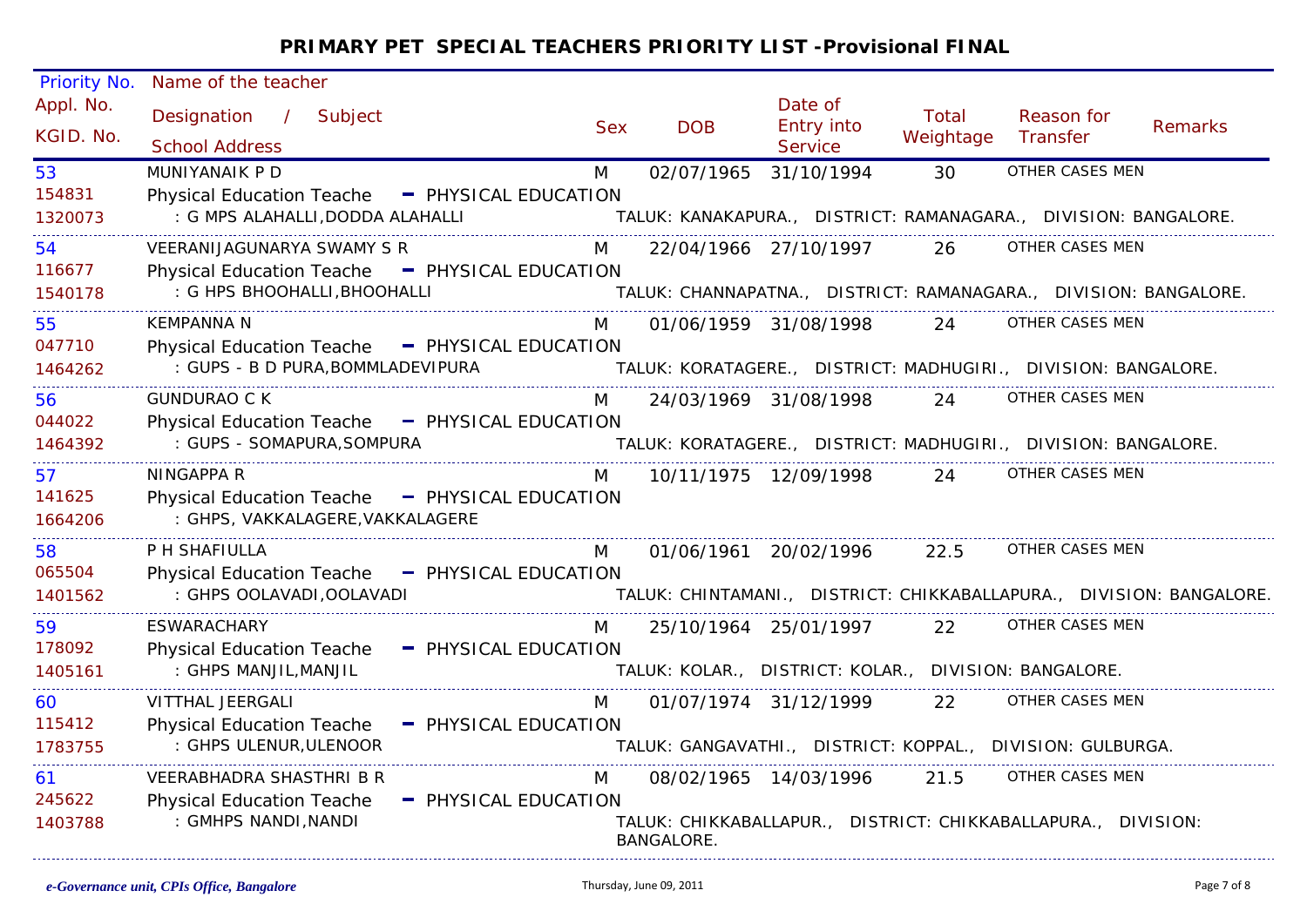# PRIMARY PET SPECIAL TEACHERS PRIORITY LIST -Provisional FINAL

| Priority No. / Appl. No. / KGID. No. | Name of the teacher / Designation / Subject / School Address | Sex | DOB | Date of Entry into Service | Total Weightage | Reason for Transfer | Remarks |
|---|---|---|---|---|---|---|---|
| 53 / 154831 / 1320073 | MUNIYANAIK P D / Physical Education Teache - PHYSICAL EDUCATION / : G MPS ALAHALLI,DODDA ALAHALLI TALUK: KANAKAPURA., DISTRICT: RAMANAGARA., DIVISION: BANGALORE. | M | 02/07/1965 | 31/10/1994 | 30 | OTHER CASES MEN | |
| 54 / 116677 / 1540178 | VEERANIJAGUNARYA SWAMY S R / Physical Education Teache - PHYSICAL EDUCATION / : G HPS BHOOHALLI,BHOOHALLI TALUK: CHANNAPATNA., DISTRICT: RAMANAGARA., DIVISION: BANGALORE. | M | 22/04/1966 | 27/10/1997 | 26 | OTHER CASES MEN | |
| 55 / 047710 / 1464262 | KEMPANNA N / Physical Education Teache - PHYSICAL EDUCATION / : GUPS - B D PURA,BOMMLADEVIPURA TALUK: KORATAGERE., DISTRICT: MADHUGIRI., DIVISION: BANGALORE. | M | 01/06/1959 | 31/08/1998 | 24 | OTHER CASES MEN | |
| 56 / 044022 / 1464392 | GUNDURAO C K / Physical Education Teache - PHYSICAL EDUCATION / : GUPS - SOMAPURA,SOMPURA TALUK: KORATAGERE., DISTRICT: MADHUGIRI., DIVISION: BANGALORE. | M | 24/03/1969 | 31/08/1998 | 24 | OTHER CASES MEN | |
| 57 / 141625 / 1664206 | NINGAPPA R / Physical Education Teache - PHYSICAL EDUCATION / : GHPS, VAKKALAGERE,VAKKALAGERE | M | 10/11/1975 | 12/09/1998 | 24 | OTHER CASES MEN | |
| 58 / 065504 / 1401562 | P H SHAFIULLA / Physical Education Teache - PHYSICAL EDUCATION / : GHPS OOLAVADI,OOLAVADI TALUK: CHINTAMANI., DISTRICT: CHIKKABALLAPURA., DIVISION: BANGALORE. | M | 01/06/1961 | 20/02/1996 | 22.5 | OTHER CASES MEN | |
| 59 / 178092 / 1405161 | ESWARACHARY / Physical Education Teache - PHYSICAL EDUCATION / : GHPS MANJIL,MANJIL TALUK: KOLAR., DISTRICT: KOLAR., DIVISION: BANGALORE. | M | 25/10/1964 | 25/01/1997 | 22 | OTHER CASES MEN | |
| 60 / 115412 / 1783755 | VITTHAL JEERGALI / Physical Education Teache - PHYSICAL EDUCATION / : GHPS ULENUR,ULENOOR TALUK: GANGAVATHI., DISTRICT: KOPPAL., DIVISION: GULBURGA. | M | 01/07/1974 | 31/12/1999 | 22 | OTHER CASES MEN | |
| 61 / 245622 / 1403788 | VEERABHADRA SHASTHRI B R / Physical Education Teache - PHYSICAL EDUCATION / : GMHPS NANDI,NANDI TALUK: CHIKKABALLAPUR., DISTRICT: CHIKKABALLAPURA., DIVISION: BANGALORE. | M | 08/02/1965 | 14/03/1996 | 21.5 | OTHER CASES MEN | |

*e-Governance unit, CPIs Office, Bangalore* Thursday, June 09, 2011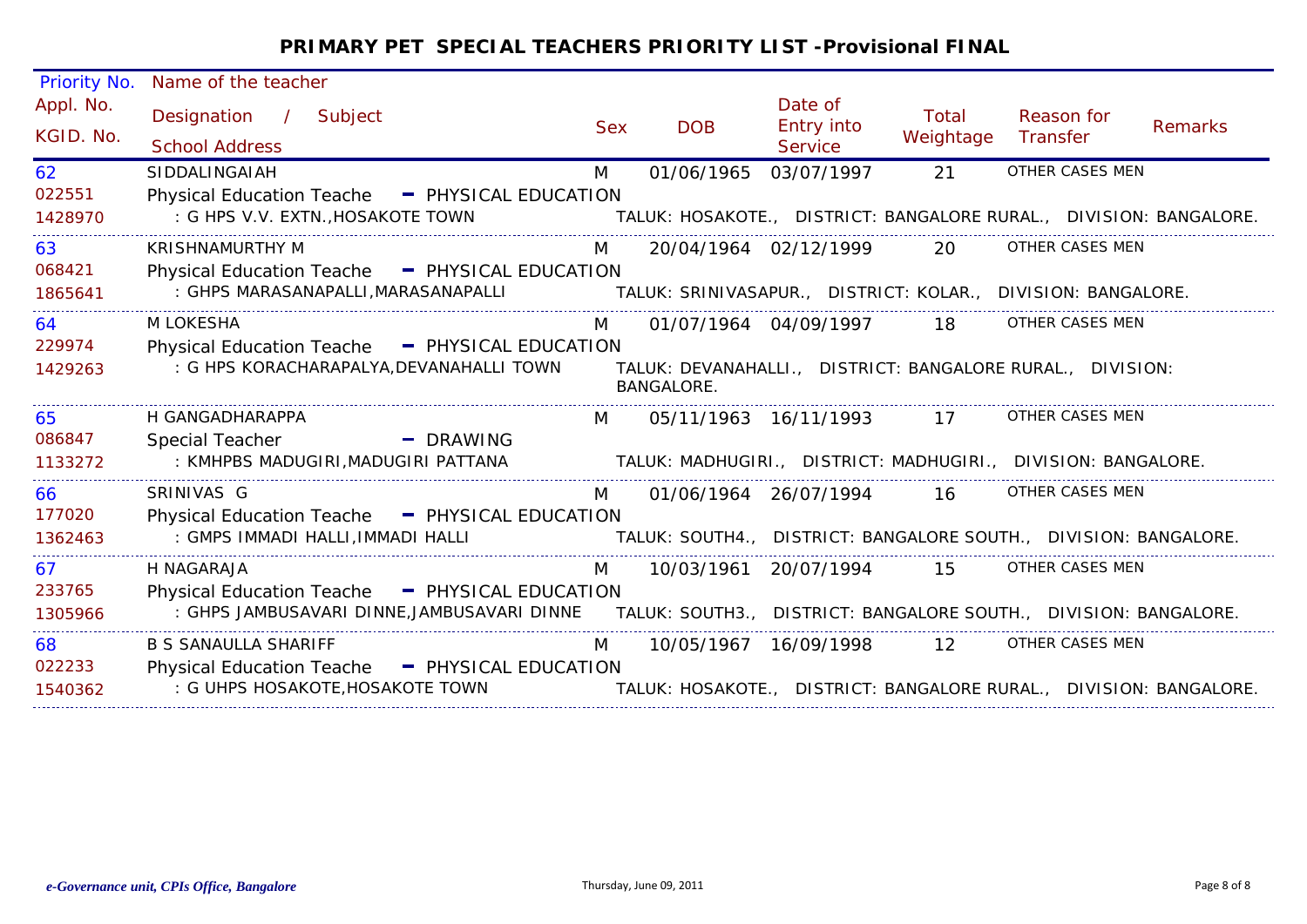# PRIMARY PET SPECIAL TEACHERS PRIORITY LIST -Provisional FINAL

| Priority No. / Appl. No. / KGID. No. | Name of the teacher / Designation / Subject / School Address | Sex | DOB | Date of Entry into Service | Total Weightage | Reason for Transfer | Remarks |
|---|---|---|---|---|---|---|---|
| 62<br>022551<br>1428970 | SIDDALINGAIAH<br>Physical Education Teache - PHYSICAL EDUCATION<br>: G HPS V.V. EXTN.,HOSAKOTE TOWN<br>TALUK: HOSAKOTE., DISTRICT: BANGALORE RURAL., DIVISION: BANGALORE. | M | 01/06/1965 | 03/07/1997 | 21 | OTHER CASES MEN | |
| 63<br>068421<br>1865641 | KRISHNAMURTHY M<br>Physical Education Teache - PHYSICAL EDUCATION<br>: GHPS MARASANAPALLI,MARASANAPALLI<br>TALUK: SRINIVASAPUR., DISTRICT: KOLAR., DIVISION: BANGALORE. | M | 20/04/1964 | 02/12/1999 | 20 | OTHER CASES MEN | |
| 64<br>229974<br>1429263 | M LOKESHA<br>Physical Education Teache - PHYSICAL EDUCATION<br>: G HPS KORACHARAPALYA,DEVANAHALLI TOWN<br>TALUK: DEVANAHALLI., DISTRICT: BANGALORE RURAL., DIVISION: BANGALORE. | M | 01/07/1964 | 04/09/1997 | 18 | OTHER CASES MEN | |
| 65<br>086847<br>1133272 | H GANGADHARAPPA<br>Special Teacher - DRAWING<br>: KMHPBS MADUGIRI,MADUGIRI PATTANA<br>TALUK: MADHUGIRI., DISTRICT: MADHUGIRI., DIVISION: BANGALORE. | M | 05/11/1963 | 16/11/1993 | 17 | OTHER CASES MEN | |
| 66<br>177020<br>1362463 | SRINIVAS G<br>Physical Education Teache - PHYSICAL EDUCATION<br>: GMPS IMMADI HALLI,IMMADI HALLI<br>TALUK: SOUTH4., DISTRICT: BANGALORE SOUTH., DIVISION: BANGALORE. | M | 01/06/1964 | 26/07/1994 | 16 | OTHER CASES MEN | |
| 67<br>233765<br>1305966 | H NAGARAJA<br>Physical Education Teache - PHYSICAL EDUCATION<br>: GHPS JAMBUSAVARI DINNE,JAMBUSAVARI DINNE<br>TALUK: SOUTH3., DISTRICT: BANGALORE SOUTH., DIVISION: BANGALORE. | M | 10/03/1961 | 20/07/1994 | 15 | OTHER CASES MEN | |
| 68<br>022233<br>1540362 | B S SANAULLA SHARIFF<br>Physical Education Teache - PHYSICAL EDUCATION<br>: G UHPS HOSAKOTE,HOSAKOTE TOWN<br>TALUK: HOSAKOTE., DISTRICT: BANGALORE RURAL., DIVISION: BANGALORE. | M | 10/05/1967 | 16/09/1998 | 12 | OTHER CASES MEN | |

*e-Governance unit, CPIs Office, Bangalore*

Thursday, June 09, 2011